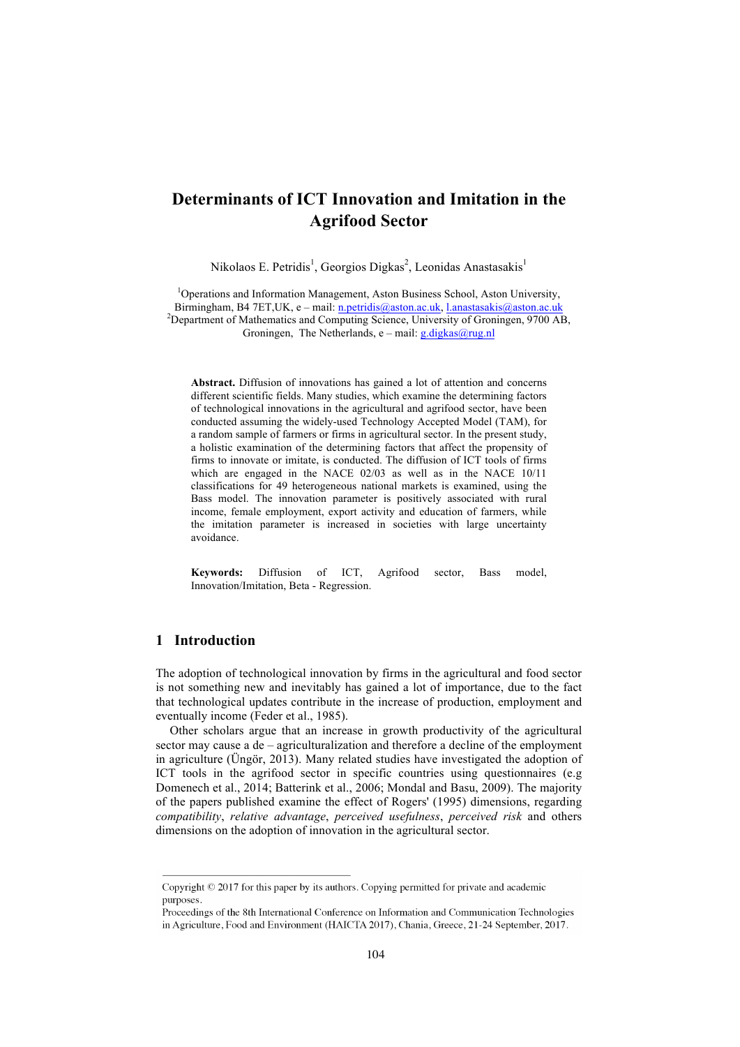# Determinants of ICT Innovation and Imitation in the Agrifood Sector

Nikolaos E. Petridis[1], Georgios Digkas[2], Leonidas Anastasakis[1]

[1]Operations and Information Management, Aston Business School, Aston University, Birmingham, B4 7ET,UK, e – mail: n.petridis@aston.ac.uk, l.anastasakis@aston.ac.uk
[2]Department of Mathematics and Computing Science, University of Groningen, 9700 AB, Groningen, The Netherlands, e – mail: g.digkas@rug.nl

**Abstract.** Diffusion of innovations has gained a lot of attention and concerns different scientific fields. Many studies, which examine the determining factors of technological innovations in the agricultural and agrifood sector, have been conducted assuming the widely-used Technology Accepted Model (TAM), for a random sample of farmers or firms in agricultural sector. In the present study, a holistic examination of the determining factors that affect the propensity of firms to innovate or imitate, is conducted. The diffusion of ICT tools of firms which are engaged in the NACE 02/03 as well as in the NACE 10/11 classifications for 49 heterogeneous national markets is examined, using the Bass model. The innovation parameter is positively associated with rural income, female employment, export activity and education of farmers, while the imitation parameter is increased in societies with large uncertainty avoidance.

**Keywords:** Diffusion of ICT, Agrifood sector, Bass model, Innovation/Imitation, Beta - Regression.

## 1 Introduction

The adoption of technological innovation by firms in the agricultural and food sector is not something new and inevitably has gained a lot of importance, due to the fact that technological updates contribute in the increase of production, employment and eventually income (Feder et al., 1985).

Other scholars argue that an increase in growth productivity of the agricultural sector may cause a de – agriculturalization and therefore a decline of the employment in agriculture (Üngör, 2013). Many related studies have investigated the adoption of ICT tools in the agrifood sector in specific countries using questionnaires (e.g Domenech et al., 2014; Batterink et al., 2006; Mondal and Basu, 2009). The majority of the papers published examine the effect of Rogers' (1995) dimensions, regarding *compatibility*, *relative advantage*, *perceived usefulness*, *perceived risk* and others dimensions on the adoption of innovation in the agricultural sector.

Copyright © 2017 for this paper by its authors. Copying permitted for private and academic purposes.
Proceedings of the 8th International Conference on Information and Communication Technologies in Agriculture, Food and Environment (HAICTA 2017), Chania, Greece, 21-24 September, 2017.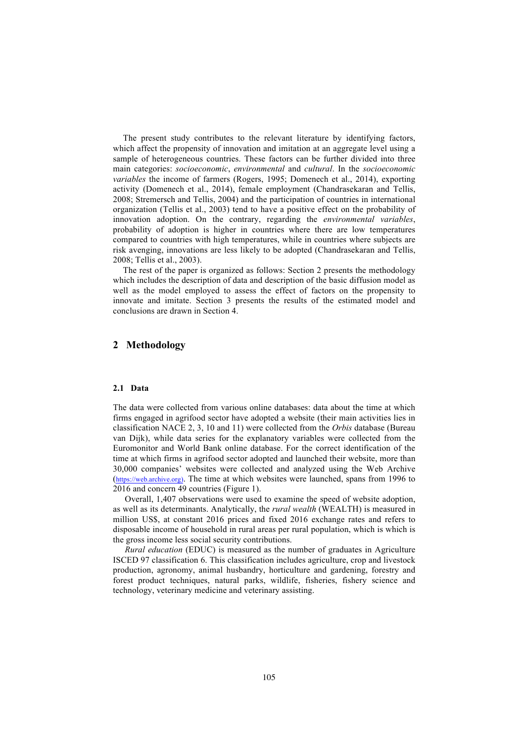The present study contributes to the relevant literature by identifying factors, which affect the propensity of innovation and imitation at an aggregate level using a sample of heterogeneous countries. These factors can be further divided into three main categories: *socioeconomic*, *environmental* and *cultural*. In the *socioeconomic variables* the income of farmers (Rogers, 1995; Domenech et al., 2014), exporting activity (Domenech et al., 2014), female employment (Chandrasekaran and Tellis, 2008; Stremersch and Tellis, 2004) and the participation of countries in international organization (Tellis et al., 2003) tend to have a positive effect on the probability of innovation adoption. On the contrary, regarding the *environmental variables*, probability of adoption is higher in countries where there are low temperatures compared to countries with high temperatures, while in countries where subjects are risk avenging, innovations are less likely to be adopted (Chandrasekaran and Tellis, 2008; Tellis et al., 2003).

The rest of the paper is organized as follows: Section 2 presents the methodology which includes the description of data and description of the basic diffusion model as well as the model employed to assess the effect of factors on the propensity to innovate and imitate. Section 3 presents the results of the estimated model and conclusions are drawn in Section 4.

## 2 Methodology

### 2.1 Data

The data were collected from various online databases: data about the time at which firms engaged in agrifood sector have adopted a website (their main activities lies in classification NACE 2, 3, 10 and 11) were collected from the *Orbis* database (Bureau van Dijk), while data series for the explanatory variables were collected from the Euromonitor and World Bank online database. For the correct identification of the time at which firms in agrifood sector adopted and launched their website, more than 30,000 companies' websites were collected and analyzed using the Web Archive (https://web.archive.org). The time at which websites were launched, spans from 1996 to 2016 and concern 49 countries (Figure 1).

Overall, 1,407 observations were used to examine the speed of website adoption, as well as its determinants. Analytically, the *rural wealth* (WEALTH) is measured in million US$, at constant 2016 prices and fixed 2016 exchange rates and refers to disposable income of household in rural areas per rural population, which is which is the gross income less social security contributions.

*Rural education* (EDUC) is measured as the number of graduates in Agriculture ISCED 97 classification 6. This classification includes agriculture, crop and livestock production, agronomy, animal husbandry, horticulture and gardening, forestry and forest product techniques, natural parks, wildlife, fisheries, fishery science and technology, veterinary medicine and veterinary assisting.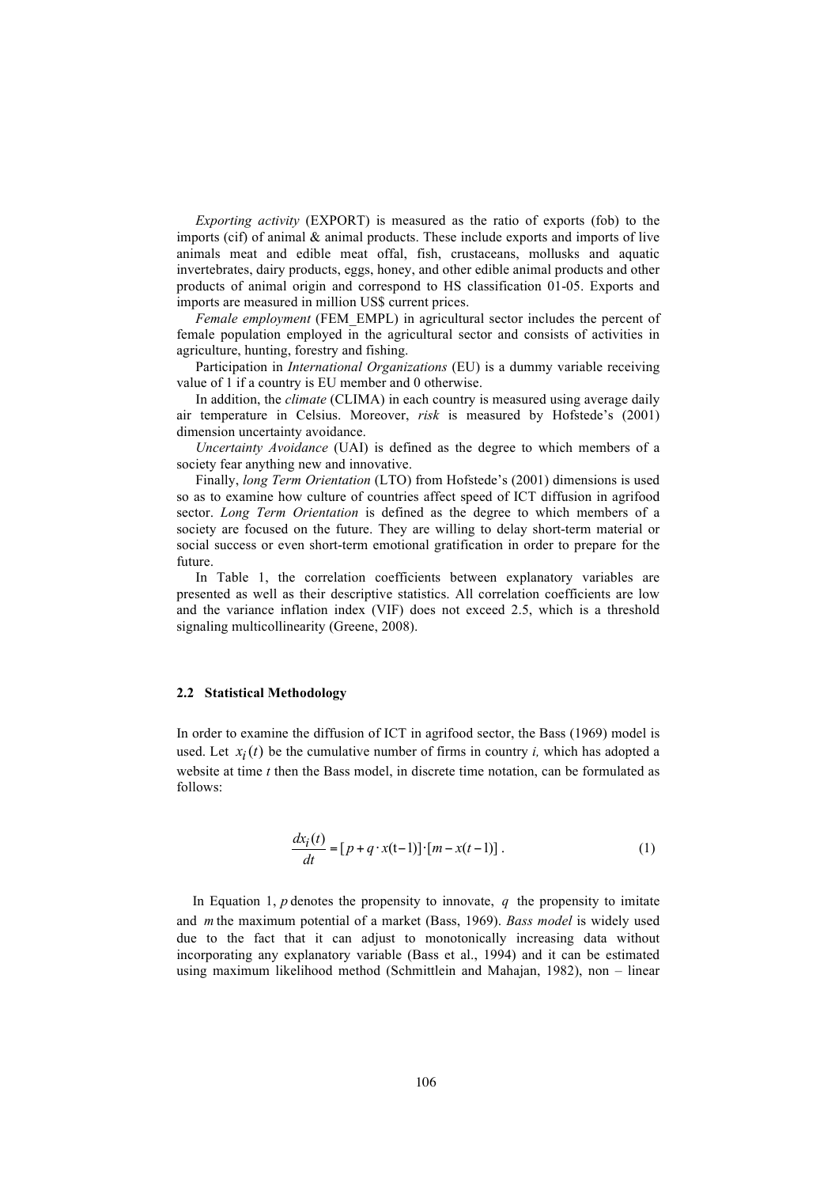*Exporting activity* (EXPORT) is measured as the ratio of exports (fob) to the imports (cif) of animal & animal products. These include exports and imports of live animals meat and edible meat offal, fish, crustaceans, mollusks and aquatic invertebrates, dairy products, eggs, honey, and other edible animal products and other products of animal origin and correspond to HS classification 01-05. Exports and imports are measured in million US$ current prices.

*Female employment* (FEM_EMPL) in agricultural sector includes the percent of female population employed in the agricultural sector and consists of activities in agriculture, hunting, forestry and fishing.

Participation in *International Organizations* (EU) is a dummy variable receiving value of 1 if a country is EU member and 0 otherwise.

In addition, the *climate* (CLIMA) in each country is measured using average daily air temperature in Celsius. Moreover, *risk* is measured by Hofstede's (2001) dimension uncertainty avoidance.

*Uncertainty Avoidance* (UAI) is defined as the degree to which members of a society fear anything new and innovative.

Finally, *long Term Orientation* (LTO) from Hofstede's (2001) dimensions is used so as to examine how culture of countries affect speed of ICT diffusion in agrifood sector. *Long Term Orientation* is defined as the degree to which members of a society are focused on the future. They are willing to delay short-term material or social success or even short-term emotional gratification in order to prepare for the future.

In Table 1, the correlation coefficients between explanatory variables are presented as well as their descriptive statistics. All correlation coefficients are low and the variance inflation index (VIF) does not exceed 2.5, which is a threshold signaling multicollinearity (Greene, 2008).

### 2.2 Statistical Methodology

In order to examine the diffusion of ICT in agrifood sector, the Bass (1969) model is used. Let $x_i(t)$ be the cumulative number of firms in country *i,* which has adopted a website at time *t* then the Bass model, in discrete time notation, can be formulated as follows:

$$\frac{dx_i(t)}{dt} = [p + q \cdot x(t-1)] \cdot [m - x(t-1)] \,. \tag{1}$$

In Equation 1, $p$ denotes the propensity to innovate, $q$ the propensity to imitate and $m$ the maximum potential of a market (Bass, 1969). *Bass model* is widely used due to the fact that it can adjust to monotonically increasing data without incorporating any explanatory variable (Bass et al., 1994) and it can be estimated using maximum likelihood method (Schmittlein and Mahajan, 1982), non – linear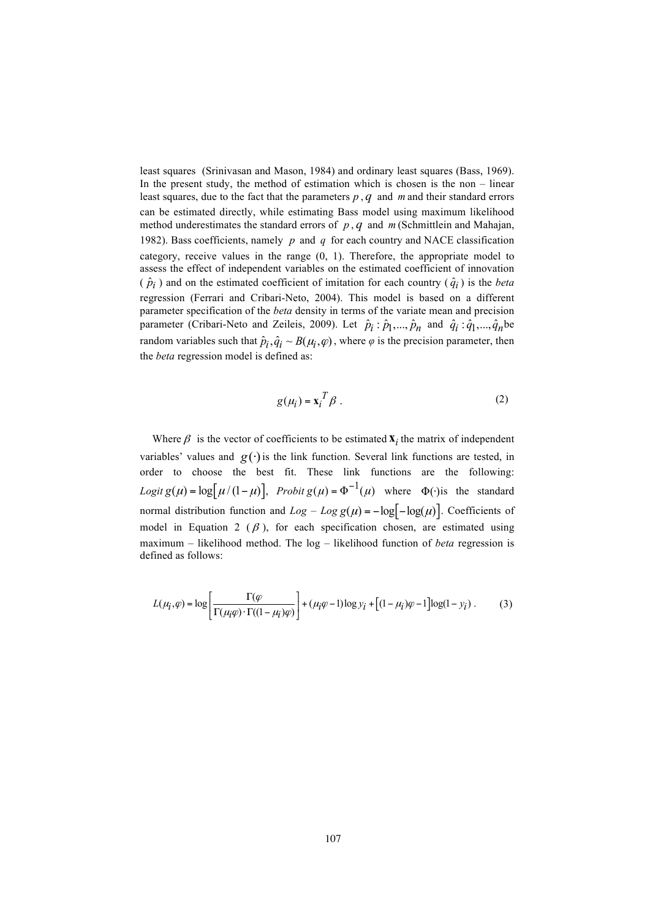least squares (Srinivasan and Mason, 1984) and ordinary least squares (Bass, 1969). In the present study, the method of estimation which is chosen is the non – linear least squares, due to the fact that the parameters $p$, $q$ and $m$ and their standard errors can be estimated directly, while estimating Bass model using maximum likelihood method underestimates the standard errors of $p$, $q$ and $m$ (Schmittlein and Mahajan, 1982). Bass coefficients, namely $p$ and $q$ for each country and NACE classification category, receive values in the range (0, 1). Therefore, the appropriate model to assess the effect of independent variables on the estimated coefficient of innovation ($\hat{p}_i$) and on the estimated coefficient of imitation for each country ($\hat{q}_i$) is the *beta* regression (Ferrari and Cribari-Neto, 2004). This model is based on a different parameter specification of the *beta* density in terms of the variate mean and precision parameter (Cribari-Neto and Zeileis, 2009). Let $\hat{p}_i : \hat{p}_1,...,\hat{p}_n$ and $\hat{q}_i : \hat{q}_1,...,\hat{q}_n$ be random variables such that $\hat{p}_i, \hat{q}_i \sim B(\mu_i, \varphi)$, where $\varphi$ is the precision parameter, then the *beta* regression model is defined as:

$$g(\mu_i) = \mathbf{x}_i^T \beta \ . \tag{2}$$

Where $\beta$ is the vector of coefficients to be estimated $\mathbf{x}_i$ the matrix of independent variables' values and $g(\cdot)$ is the link function. Several link functions are tested, in order to choose the best fit. These link functions are the following: *Logit* $g(\mu) = \log\left[\mu / (1-\mu)\right]$, *Probit* $g(\mu) = \Phi^{-1}(\mu)$ where $\Phi(\cdot)$is the standard normal distribution function and *Log – Log* $g(\mu) = -\log\left[-\log(\mu)\right]$. Coefficients of model in Equation 2 ($\beta$), for each specification chosen, are estimated using maximum – likelihood method. The log – likelihood function of *beta* regression is defined as follows:

$$L(\mu_i, \varphi) = \log\left[\frac{\Gamma(\varphi}{\Gamma(\mu_i\varphi) \cdot \Gamma((1-\mu_i)\varphi)}\right] + (\mu_i\varphi - 1)\log y_i + \left[(1-\mu_i)\varphi - 1\right]\log(1-y_i) \ . \tag{3}$$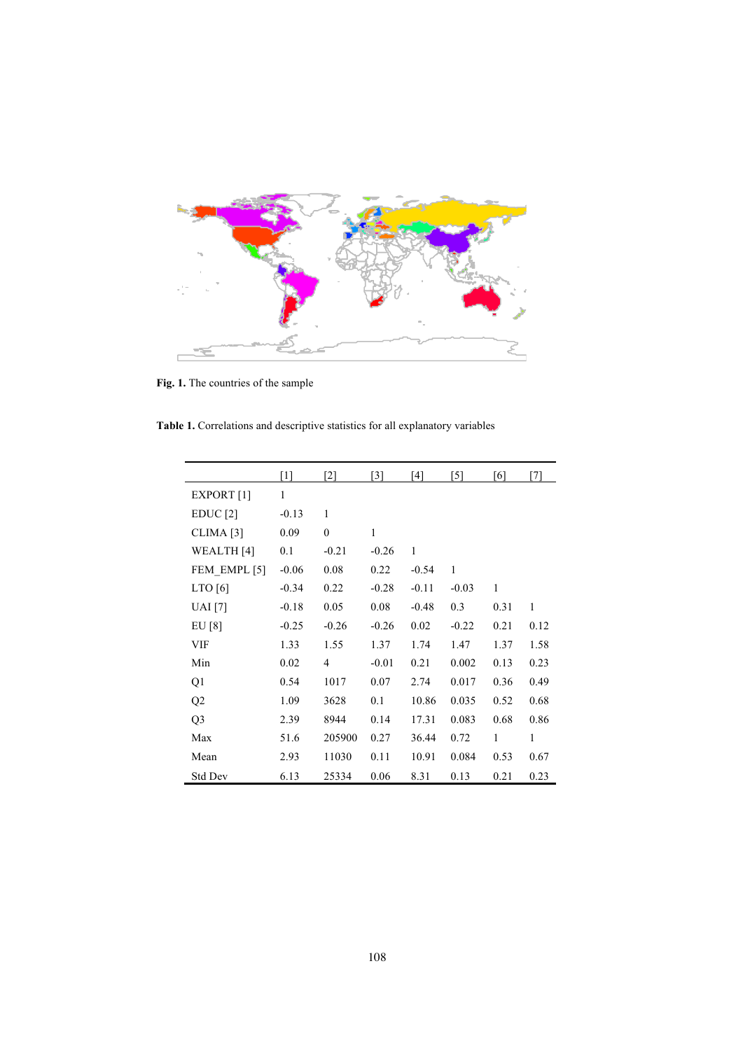**Fig. 1.** The countries of the sample

**Table 1.** Correlations and descriptive statistics for all explanatory variables

| | [1] | [2] | [3] | [4] | [5] | [6] | [7] |
|---|---|---|---|---|---|---|---|
| EXPORT [1] | 1 | | | | | | |
| EDUC [2] | -0.13 | 1 | | | | | |
| CLIMA [3] | 0.09 | 0 | 1 | | | | |
| WEALTH [4] | 0.1 | -0.21 | -0.26 | 1 | | | |
| FEM_EMPL [5] | -0.06 | 0.08 | 0.22 | -0.54 | 1 | | |
| LTO [6] | -0.34 | 0.22 | -0.28 | -0.11 | -0.03 | 1 | |
| UAI [7] | -0.18 | 0.05 | 0.08 | -0.48 | 0.3 | 0.31 | 1 |
| EU [8] | -0.25 | -0.26 | -0.26 | 0.02 | -0.22 | 0.21 | 0.12 |
| VIF | 1.33 | 1.55 | 1.37 | 1.74 | 1.47 | 1.37 | 1.58 |
| Min | 0.02 | 4 | -0.01 | 0.21 | 0.002 | 0.13 | 0.23 |
| Q1 | 0.54 | 1017 | 0.07 | 2.74 | 0.017 | 0.36 | 0.49 |
| Q2 | 1.09 | 3628 | 0.1 | 10.86 | 0.035 | 0.52 | 0.68 |
| Q3 | 2.39 | 8944 | 0.14 | 17.31 | 0.083 | 0.68 | 0.86 |
| Max | 51.6 | 205900 | 0.27 | 36.44 | 0.72 | 1 | 1 |
| Mean | 2.93 | 11030 | 0.11 | 10.91 | 0.084 | 0.53 | 0.67 |
| Std Dev | 6.13 | 25334 | 0.06 | 8.31 | 0.13 | 0.21 | 0.23 |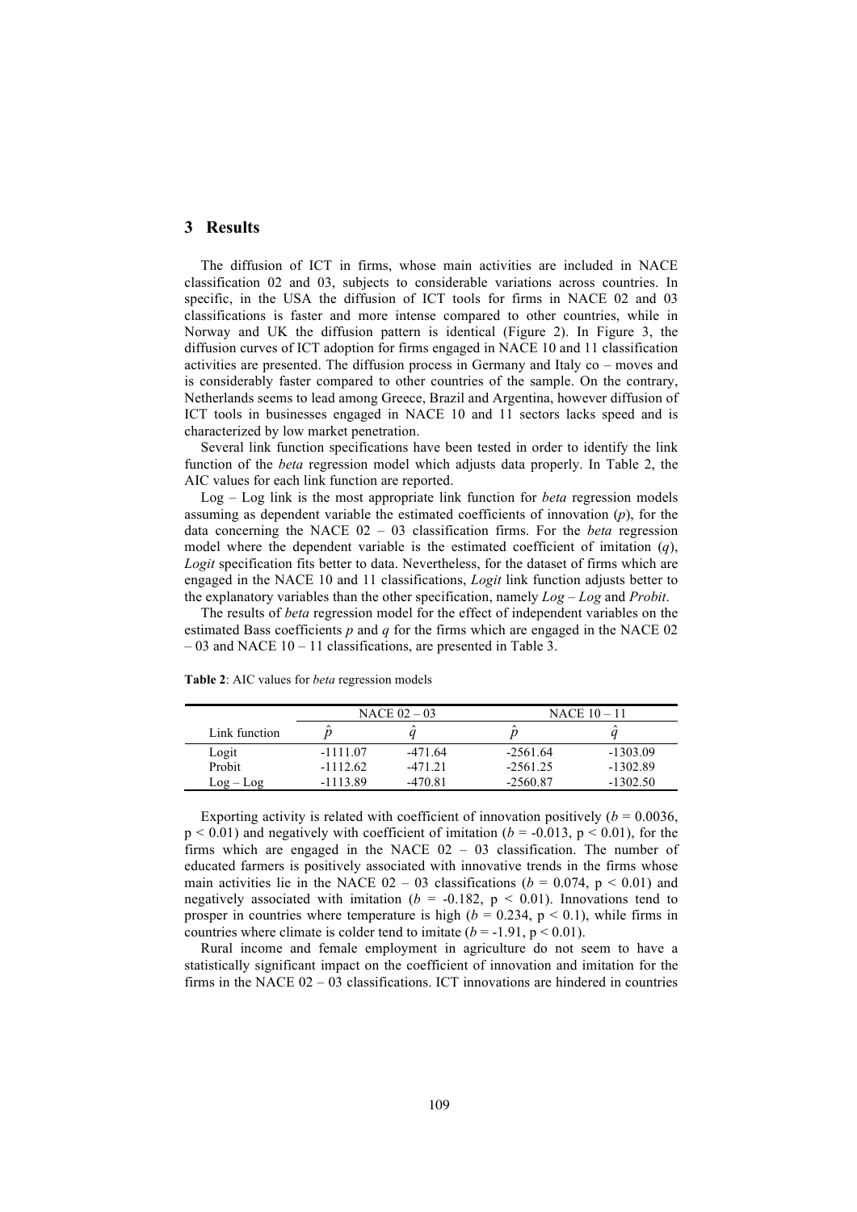## 3 Results

The diffusion of ICT in firms, whose main activities are included in NACE classification 02 and 03, subjects to considerable variations across countries. In specific, in the USA the diffusion of ICT tools for firms in NACE 02 and 03 classifications is faster and more intense compared to other countries, while in Norway and UK the diffusion pattern is identical (Figure 2). In Figure 3, the diffusion curves of ICT adoption for firms engaged in NACE 10 and 11 classification activities are presented. The diffusion process in Germany and Italy co – moves and is considerably faster compared to other countries of the sample. On the contrary, Netherlands seems to lead among Greece, Brazil and Argentina, however diffusion of ICT tools in businesses engaged in NACE 10 and 11 sectors lacks speed and is characterized by low market penetration.

Several link function specifications have been tested in order to identify the link function of the *beta* regression model which adjusts data properly. In Table 2, the AIC values for each link function are reported.

Log – Log link is the most appropriate link function for *beta* regression models assuming as dependent variable the estimated coefficients of innovation ($p$), for the data concerning the NACE 02 – 03 classification firms. For the *beta* regression model where the dependent variable is the estimated coefficient of imitation ($q$), *Logit* specification fits better to data. Nevertheless, for the dataset of firms which are engaged in the NACE 10 and 11 classifications, *Logit* link function adjusts better to the explanatory variables than the other specification, namely *Log – Log* and *Probit*.

The results of *beta* regression model for the effect of independent variables on the estimated Bass coefficients $p$ and $q$ for the firms which are engaged in the NACE 02 – 03 and NACE 10 – 11 classifications, are presented in Table 3.

**Table 2**: AIC values for *beta* regression models

| | NACE 02 – 03 | | NACE 10 – 11 | |
|---|---|---|---|---|
| Link function | $\hat{p}$ | $\hat{q}$ | $\hat{p}$ | $\hat{q}$ |
| Logit | -1111.07 | -471.64 | -2561.64 | -1303.09 |
| Probit | -1112.62 | -471.21 | -2561.25 | -1302.89 |
| Log – Log | -1113.89 | -470.81 | -2560.87 | -1302.50 |

Exporting activity is related with coefficient of innovation positively ($b = 0.0036$, $p < 0.01$) and negatively with coefficient of imitation ($b = -0.013$, $p < 0.01$), for the firms which are engaged in the NACE 02 – 03 classification. The number of educated farmers is positively associated with innovative trends in the firms whose main activities lie in the NACE 02 – 03 classifications ($b = 0.074$, $p < 0.01$) and negatively associated with imitation ($b = -0.182$, $p < 0.01$). Innovations tend to prosper in countries where temperature is high ($b = 0.234$, $p < 0.1$), while firms in countries where climate is colder tend to imitate ($b = -1.91$, $p < 0.01$).

Rural income and female employment in agriculture do not seem to have a statistically significant impact on the coefficient of innovation and imitation for the firms in the NACE 02 – 03 classifications. ICT innovations are hindered in countries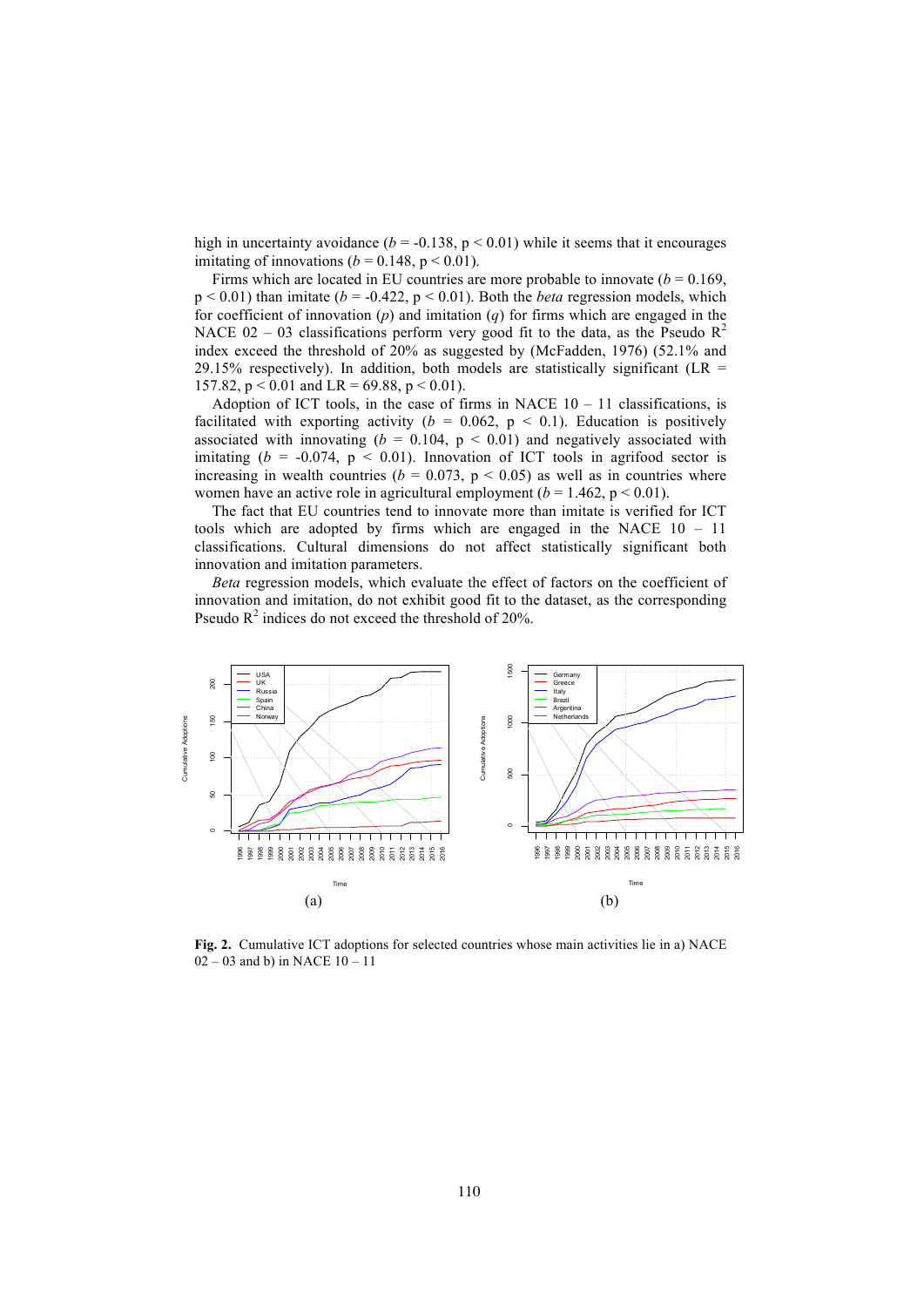high in uncertainty avoidance ($b$ = -0.138, $p < 0.01$) while it seems that it encourages imitating of innovations ($b$ = 0.148, $p < 0.01$).

Firms which are located in EU countries are more probable to innovate ($b$ = 0.169, $p < 0.01$) than imitate ($b$ = -0.422, $p < 0.01$). Both the *beta* regression models, which for coefficient of innovation ($p$) and imitation ($q$) for firms which are engaged in the NACE 02 – 03 classifications perform very good fit to the data, as the Pseudo $R^2$ index exceed the threshold of 20% as suggested by (McFadden, 1976) (52.1% and 29.15% respectively). In addition, both models are statistically significant (LR = 157.82, $p < 0.01$ and LR = 69.88, $p < 0.01$).

Adoption of ICT tools, in the case of firms in NACE 10 – 11 classifications, is facilitated with exporting activity ($b$ = 0.062, $p < 0.1$). Education is positively associated with innovating ($b$ = 0.104, $p < 0.01$) and negatively associated with imitating ($b$ = -0.074, $p < 0.01$). Innovation of ICT tools in agrifood sector is increasing in wealth countries ($b$ = 0.073, $p < 0.05$) as well as in countries where women have an active role in agricultural employment ($b$ = 1.462, $p < 0.01$).

The fact that EU countries tend to innovate more than imitate is verified for ICT tools which are adopted by firms which are engaged in the NACE 10 – 11 classifications. Cultural dimensions do not affect statistically significant both innovation and imitation parameters.

*Beta* regression models, which evaluate the effect of factors on the coefficient of innovation and imitation, do not exhibit good fit to the dataset, as the corresponding Pseudo $R^2$ indices do not exceed the threshold of 20%.

(a) (b)

**Fig. 2.** Cumulative ICT adoptions for selected countries whose main activities lie in a) NACE 02 – 03 and b) in NACE 10 – 11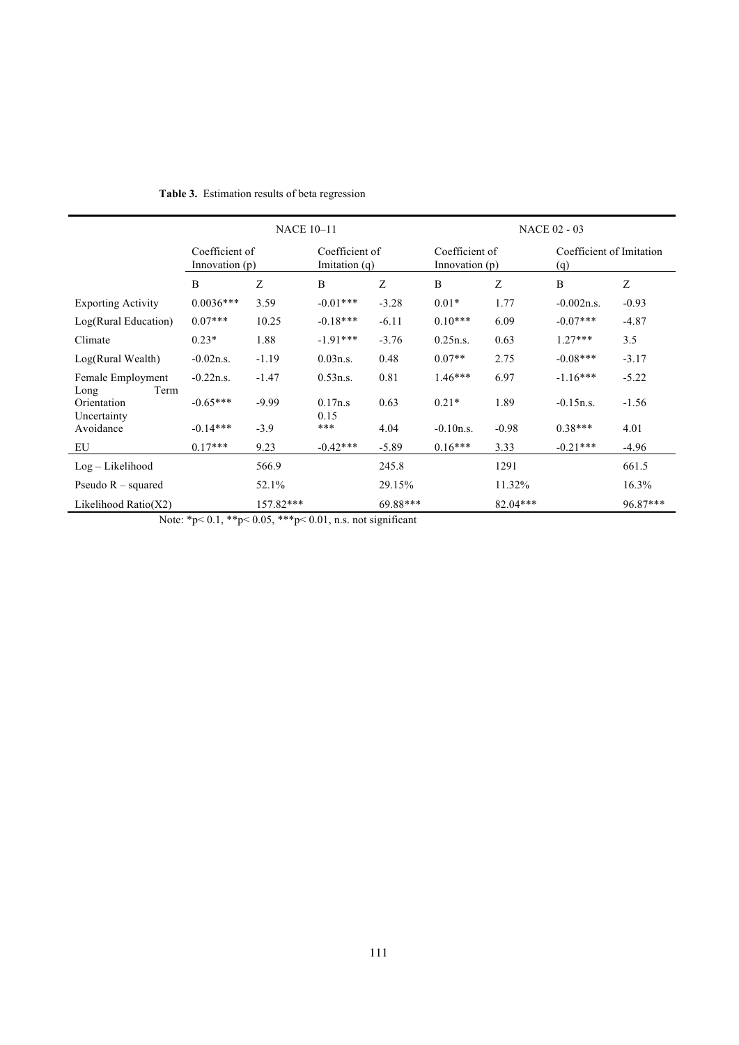**Table 3.** Estimation results of beta regression

| | NACE 10–11 | | | | NACE 02 - 03 | | | |
|---|---|---|---|---|---|---|---|---|
| | Coefficient of Innovation (p) | | Coefficient of Imitation (q) | | Coefficient of Innovation (p) | | Coefficient of Imitation (q) | |
| | B | Z | B | Z | B | Z | B | Z |
| Exporting Activity | 0.0036*** | 3.59 | -0.01*** | -3.28 | 0.01* | 1.77 | -0.002n.s. | -0.93 |
| Log(Rural Education) | 0.07*** | 10.25 | -0.18*** | -6.11 | 0.10*** | 6.09 | -0.07*** | -4.87 |
| Climate | 0.23* | 1.88 | -1.91*** | -3.76 | 0.25n.s. | 0.63 | 1.27*** | 3.5 |
| Log(Rural Wealth) | -0.02n.s. | -1.19 | 0.03n.s. | 0.48 | 0.07** | 2.75 | -0.08*** | -3.17 |
| Female Employment | -0.22n.s. | -1.47 | 0.53n.s. | 0.81 | 1.46*** | 6.97 | -1.16*** | -5.22 |
| Long Term Orientation | -0.65*** | -9.99 | 0.17n.s | 0.63 | 0.21* | 1.89 | -0.15n.s. | -1.56 |
| Uncertainty Avoidance | -0.14*** | -3.9 | 0.15*** | 4.04 | -0.10n.s. | -0.98 | 0.38*** | 4.01 |
| EU | 0.17*** | 9.23 | -0.42*** | -5.89 | 0.16*** | 3.33 | -0.21*** | -4.96 |
| Log – Likelihood | | 566.9 | | 245.8 | | 1291 | | 661.5 |
| Pseudo R – squared | | 52.1% | | 29.15% | | 11.32% | | 16.3% |
| Likelihood Ratio(X2) | | 157.82*** | | 69.88*** | | 82.04*** | | 96.87*** |

Note: *p< 0.1, **p< 0.05, ***p< 0.01, n.s. not significant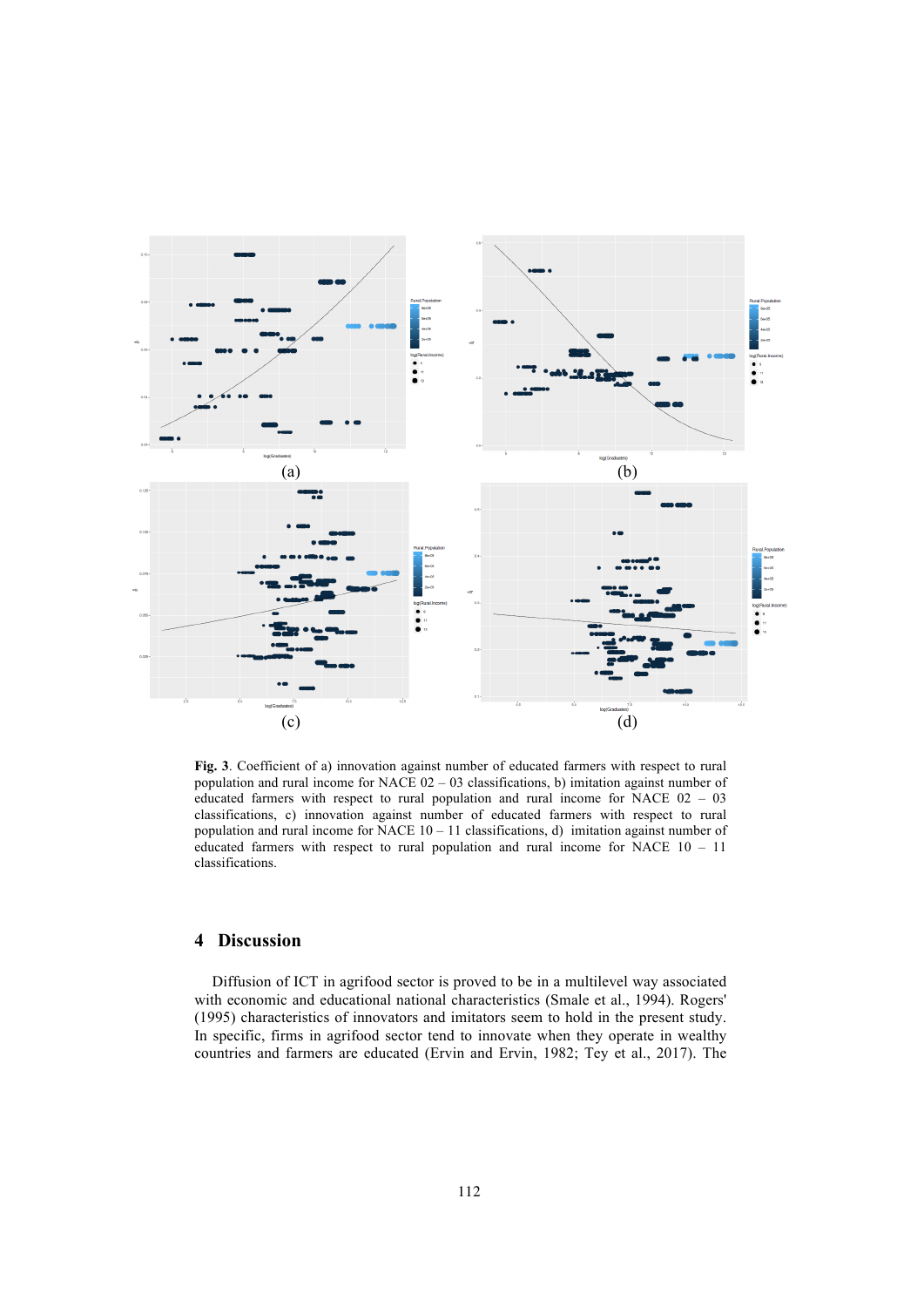(a)

(b)

(c)

(d)

**Fig. 3**. Coefficient of a) innovation against number of educated farmers with respect to rural population and rural income for NACE 02 – 03 classifications, b) imitation against number of educated farmers with respect to rural population and rural income for NACE 02 – 03 classifications, c) innovation against number of educated farmers with respect to rural population and rural income for NACE 10 – 11 classifications, d) imitation against number of educated farmers with respect to rural population and rural income for NACE 10 – 11 classifications.

## 4 Discussion

Diffusion of ICT in agrifood sector is proved to be in a multilevel way associated with economic and educational national characteristics (Smale et al., 1994). Rogers' (1995) characteristics of innovators and imitators seem to hold in the present study. In specific, firms in agrifood sector tend to innovate when they operate in wealthy countries and farmers are educated (Ervin and Ervin, 1982; Tey et al., 2017). The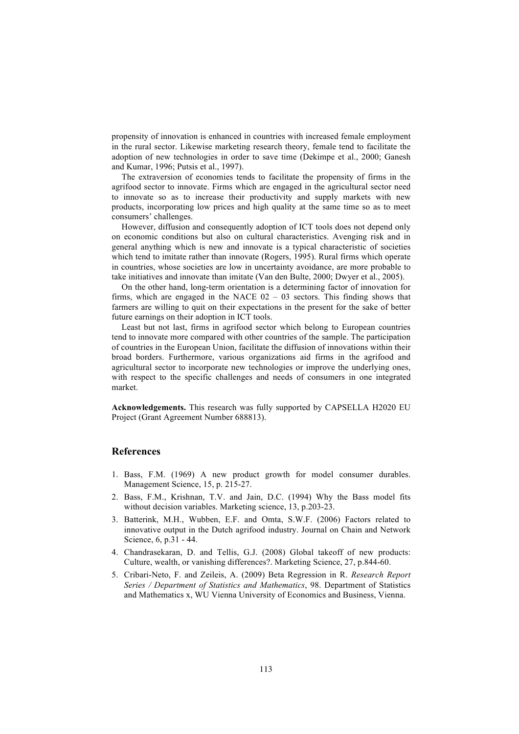propensity of innovation is enhanced in countries with increased female employment in the rural sector. Likewise marketing research theory, female tend to facilitate the adoption of new technologies in order to save time (Dekimpe et al., 2000; Ganesh and Kumar, 1996; Putsis et al., 1997).

The extraversion of economies tends to facilitate the propensity of firms in the agrifood sector to innovate. Firms which are engaged in the agricultural sector need to innovate so as to increase their productivity and supply markets with new products, incorporating low prices and high quality at the same time so as to meet consumers' challenges.

However, diffusion and consequently adoption of ICT tools does not depend only on economic conditions but also on cultural characteristics. Avenging risk and in general anything which is new and innovate is a typical characteristic of societies which tend to imitate rather than innovate (Rogers, 1995). Rural firms which operate in countries, whose societies are low in uncertainty avoidance, are more probable to take initiatives and innovate than imitate (Van den Bulte, 2000; Dwyer et al., 2005).

On the other hand, long-term orientation is a determining factor of innovation for firms, which are engaged in the NACE 02 – 03 sectors. This finding shows that farmers are willing to quit on their expectations in the present for the sake of better future earnings on their adoption in ICT tools.

Least but not last, firms in agrifood sector which belong to European countries tend to innovate more compared with other countries of the sample. The participation of countries in the European Union, facilitate the diffusion of innovations within their broad borders. Furthermore, various organizations aid firms in the agrifood and agricultural sector to incorporate new technologies or improve the underlying ones, with respect to the specific challenges and needs of consumers in one integrated market.

**Acknowledgements.** This research was fully supported by CAPSELLA H2020 EU Project (Grant Agreement Number 688813).

## References

1. Bass, F.M. (1969) A new product growth for model consumer durables. Management Science, 15, p. 215-27.
2. Bass, F.M., Krishnan, T.V. and Jain, D.C. (1994) Why the Bass model fits without decision variables. Marketing science, 13, p.203-23.
3. Batterink, M.H., Wubben, E.F. and Omta, S.W.F. (2006) Factors related to innovative output in the Dutch agrifood industry. Journal on Chain and Network Science, 6, p.31 - 44.
4. Chandrasekaran, D. and Tellis, G.J. (2008) Global takeoff of new products: Culture, wealth, or vanishing differences?. Marketing Science, 27, p.844-60.
5. Cribari-Neto, F. and Zeileis, A. (2009) Beta Regression in R. *Research Report Series / Department of Statistics and Mathematics*, 98. Department of Statistics and Mathematics x, WU Vienna University of Economics and Business, Vienna.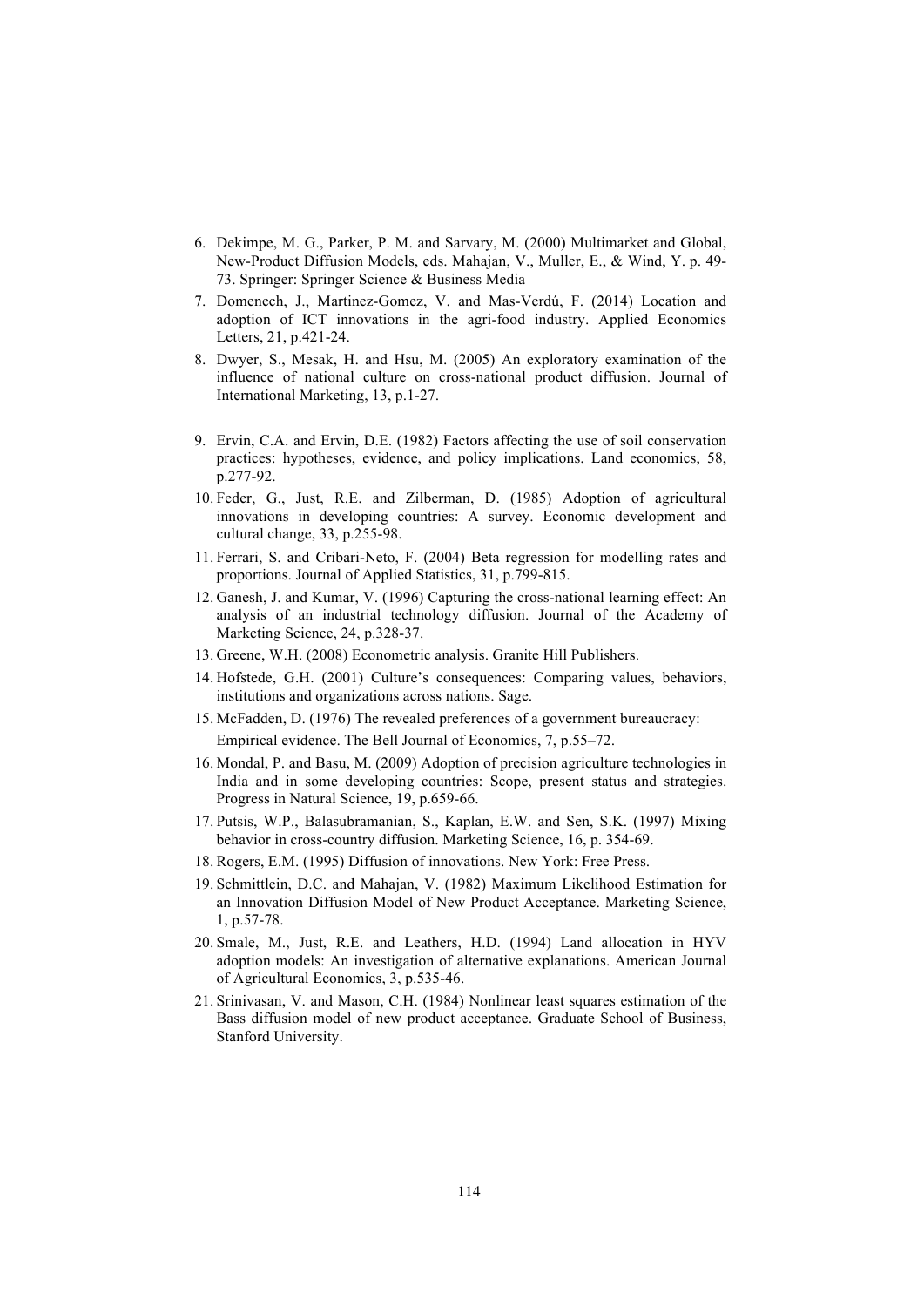6. Dekimpe, M. G., Parker, P. M. and Sarvary, M. (2000) Multimarket and Global, New-Product Diffusion Models, eds. Mahajan, V., Muller, E., & Wind, Y. p. 49-73. Springer: Springer Science & Business Media
7. Domenech, J., Martinez-Gomez, V. and Mas-Verdú, F. (2014) Location and adoption of ICT innovations in the agri-food industry. Applied Economics Letters, 21, p.421-24.
8. Dwyer, S., Mesak, H. and Hsu, M. (2005) An exploratory examination of the influence of national culture on cross-national product diffusion. Journal of International Marketing, 13, p.1-27.
9. Ervin, C.A. and Ervin, D.E. (1982) Factors affecting the use of soil conservation practices: hypotheses, evidence, and policy implications. Land economics, 58, p.277-92.
10. Feder, G., Just, R.E. and Zilberman, D. (1985) Adoption of agricultural innovations in developing countries: A survey. Economic development and cultural change, 33, p.255-98.
11. Ferrari, S. and Cribari-Neto, F. (2004) Beta regression for modelling rates and proportions. Journal of Applied Statistics, 31, p.799-815.
12. Ganesh, J. and Kumar, V. (1996) Capturing the cross-national learning effect: An analysis of an industrial technology diffusion. Journal of the Academy of Marketing Science, 24, p.328-37.
13. Greene, W.H. (2008) Econometric analysis. Granite Hill Publishers.
14. Hofstede, G.H. (2001) Culture's consequences: Comparing values, behaviors, institutions and organizations across nations. Sage.
15. McFadden, D. (1976) The revealed preferences of a government bureaucracy: Empirical evidence. The Bell Journal of Economics, 7, p.55–72.
16. Mondal, P. and Basu, M. (2009) Adoption of precision agriculture technologies in India and in some developing countries: Scope, present status and strategies. Progress in Natural Science, 19, p.659-66.
17. Putsis, W.P., Balasubramanian, S., Kaplan, E.W. and Sen, S.K. (1997) Mixing behavior in cross-country diffusion. Marketing Science, 16, p. 354-69.
18. Rogers, E.M. (1995) Diffusion of innovations. New York: Free Press.
19. Schmittlein, D.C. and Mahajan, V. (1982) Maximum Likelihood Estimation for an Innovation Diffusion Model of New Product Acceptance. Marketing Science, 1, p.57-78.
20. Smale, M., Just, R.E. and Leathers, H.D. (1994) Land allocation in HYV adoption models: An investigation of alternative explanations. American Journal of Agricultural Economics, 3, p.535-46.
21. Srinivasan, V. and Mason, C.H. (1984) Nonlinear least squares estimation of the Bass diffusion model of new product acceptance. Graduate School of Business, Stanford University.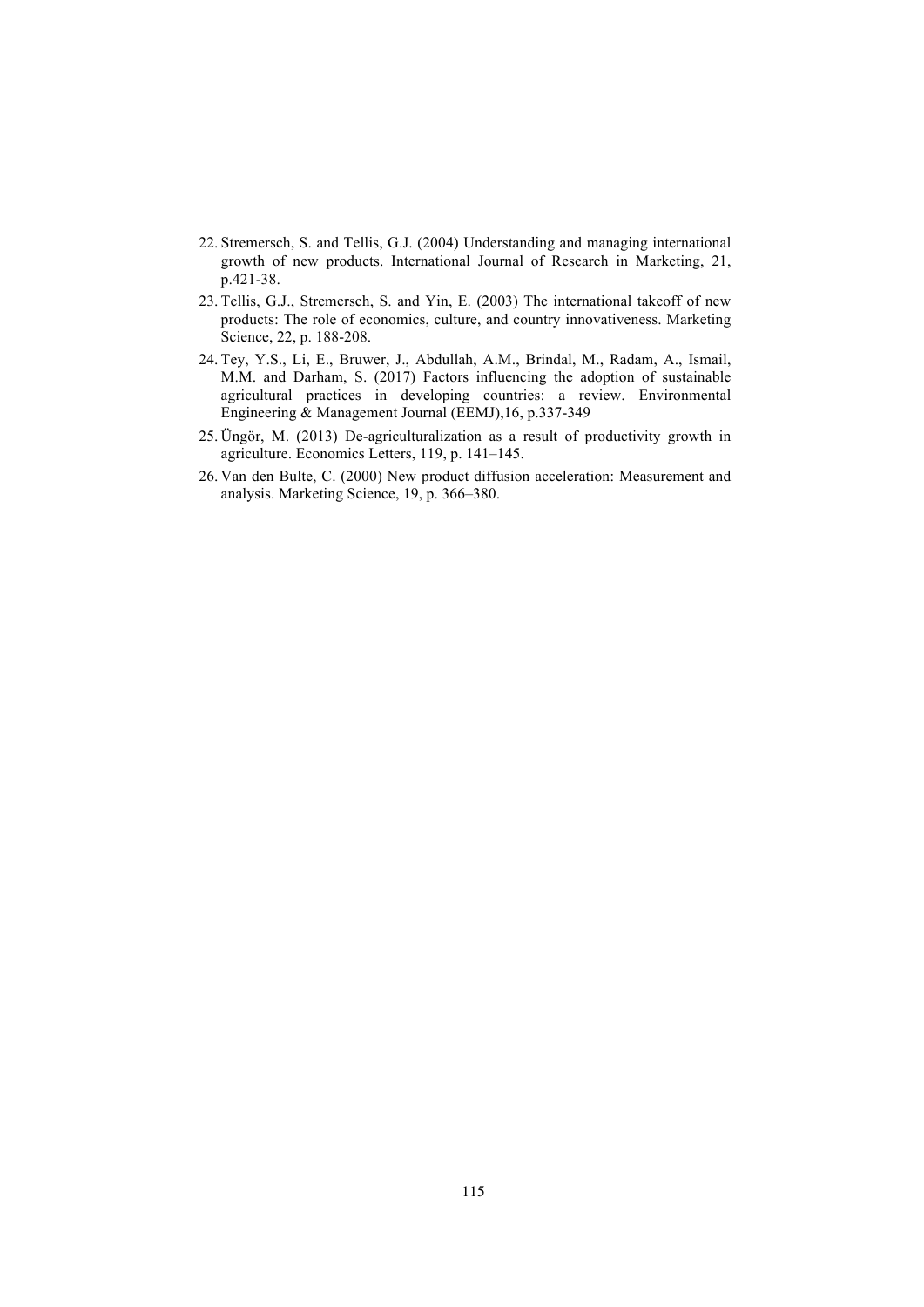22. Stremersch, S. and Tellis, G.J. (2004) Understanding and managing international growth of new products. International Journal of Research in Marketing, 21, p.421-38.
23. Tellis, G.J., Stremersch, S. and Yin, E. (2003) The international takeoff of new products: The role of economics, culture, and country innovativeness. Marketing Science, 22, p. 188-208.
24. Tey, Y.S., Li, E., Bruwer, J., Abdullah, A.M., Brindal, M., Radam, A., Ismail, M.M. and Darham, S. (2017) Factors influencing the adoption of sustainable agricultural practices in developing countries: a review. Environmental Engineering & Management Journal (EEMJ),16, p.337-349
25. Üngör, M. (2013) De-agriculturalization as a result of productivity growth in agriculture. Economics Letters, 119, p. 141–145.
26. Van den Bulte, C. (2000) New product diffusion acceleration: Measurement and analysis. Marketing Science, 19, p. 366–380.